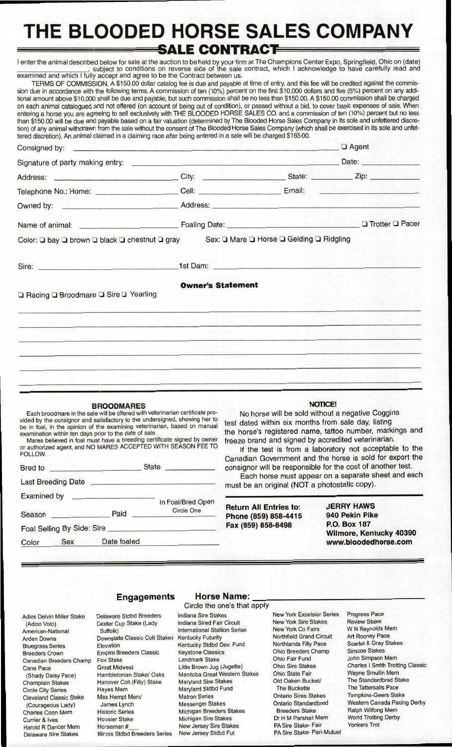# THE BLOODED HORSE SALES COMPANY

## SALE CONTRACT

I enter the animal described below for sale at the auction to be held by your firm at The Champions Center Expo, Springfield, Ohio on (date) ______________, subject to conditions on reverse side of the sale contract, which I acknowledge to have carefully read and examined and which I fully accept and agree to be the Contract between us.

TERMS OF COMMISSION. A $150.00 dollar catalog fee is due and payable at time of entry, and this fee will be credited against the commission due in accordance with the following terms. A commission of ten (10%) percent on the first $10,000 dollars and five (5%) percent on any additional amount above $10,000 shall be due and payable, but such commission shall be no less than $150.00. A $150.00 commission shall be charged on each animal catalogued and not offered (on account of being out of condition), or passed without a bid, to cover basic expenses of sale. When entering a horse you are agreeing to sell exclusively with THE BLOODED HORSE SALES CO. and a commission of ten (10%) percent but no less than $150.00 will be due and payable based on a fair valuation (determined by The Blooded Horse Sales Company in its sole and unfettered discretion) of any animal withdrawn from the sale without the consent of The Blooded Horse Sales Company (which shall be exercised in its sole and unfettered discretion). An animal claimed in a claiming race after being entered in a sale will be charged $165.00.

Consigned by: ______________________________ ❑ Agent

Signature of party making entry: ______________________________ Date: __________

Address: ______________ City: ______________ State: ________ Zip: ________

Telephone No.: Home: ______________ Cell: ______________ Email: ______________

Owned by: ______________ Address: ______________

Name of animal: ______________ Foaling Date: ______________ ❑ Trotter ❑ Pacer

Color: ❑ bay ❑ brown ❑ black ❑ chestnut ❑ gray Sex: ❑ Mare ❑ Horse ❑ Gelding ❑ Ridgling

Sire: ______________ 1st Dam: ______________

**Owner's Statement**

❑ Racing ❑ Broodmare ❑ Sire ❑ Yearling

### BROODMARES

Each broodmare in the sale will be offered with veterinarian certificate provided by the consignor and satisfactory to the undersigned, showing her to be in foal, in the opinion of the examining veterinarian, based on manual examination within ten days prior to the date of sale.

Mares believed in foal must have a breeding certificate signed by owner or authorized agent, and NO MARES ACCEPTED WITH SEASON FEE TO FOLLOW.

Bred to ______________ State ______________

Last Breeding Date ______________

Examined by ______________ In Foal/Bred Open (Circle One)

Season ______________ Paid ______________

Foal Selling By Side: Sire ______________

Color Sex Date foaled ______________

### NOTICE!

No horse will be sold without a negative Coggins test dated within six months from sale day, listing the horse's registered name, tattoo number, markings and freeze brand and signed by accredited veterinarian.

If the test is from a laboratory not acceptable to the Canadian Government and the horse is sold for export the consignor will be responsible for the cost of another test.

Each horse must appear on a separate sheet and each must be an original (NOT a photostatic copy).

**Return All Entries to:**
**Phone (859) 858-4415**
**Fax (859) 858-8498**

**JERRY HAWS**
**940 Pekin Pike**
**P.O. Box 187**
**Wilmore, Kentucky 40390**
**www.bloodedhorse.com**

## Engagements

**Horse Name:** ______________

Circle the one's that apply

Adios Delvin Miller Stake (Adioo Volo)
American-National
Arden Downs
Bluegrass Series
Breeders Crown
Canadian Breeders Champ
Cane Pace (Shady Daisy Pace)
Champlain Stakes
Circle City Series
Cleveland Classic Stake (Courageous Lady)
Charles Coon Mem
Currier & Ives
Harold R Dancer Mem
Delaware Sire Stakes
Delaware Stdbd Breeders
Dexter Cup Stake (Lady Suffolk)
Downstate Classic Colt Stakes
Elevation
Empire Breeders Classic
Fox Stake
Great Midwest
Hambletonian Stake/ Oaks
Hanover Colt (Filly) Stake
Hayes Mem
Max Hempt Mem/ James Lynch
Historic Series
Hoosier Stake
Horseman #___
Illinois Stdbd Breeders Series
Indiana Sire Stakes
Indiana Sired Fair Circuit
International Stallion Series
Kentucky Futurity
Kentucky Stdbd Dev. Fund
Keystone Classics
Landmark Stake
Little Brown Jug (Jugette)
Manitoba Great Western Stakes
Maryland Sire Stakes
Maryland Stdbd Fund
Matron Series
Messenger Stakes
Michigan Breeders Stakes
Michigan Sire Stakes
New Jersey Sire Stakes
New Jersey Stdbd Fut
New York Excelsior Series
New York Sire Stakes
New York Co Fairs
Northfield Grand Circuit
Northlands Filly Pace
Ohio Breeders Champ
Ohio Fair Fund
Ohio Sire Stakes
Ohio State Fair
Old Oaken Bucket/ The Buckette
Ontario Sires Stakes
Ontario Standardbred Breeders Stake
Dr. H M Parshall Mem
PA Sire Stake- Fair
PA Sire Stake- Pari-Mutuel
Progress Pace
Review Stake
W N Reynolds Mem
Art Rooney Pace
Scarlet & Gray Stakes
Simcoe Stakes
John Simpson Mem
Charles I Smith Trotting Classic
Wayne Smullin Mem
The Standardbred Stake
The Tattersalls Pace
Tompkins-Geers Stake
Western Canada Pacing Derby
Ralph Wilfong Mem
World Trotting Derby
Yonkers Trot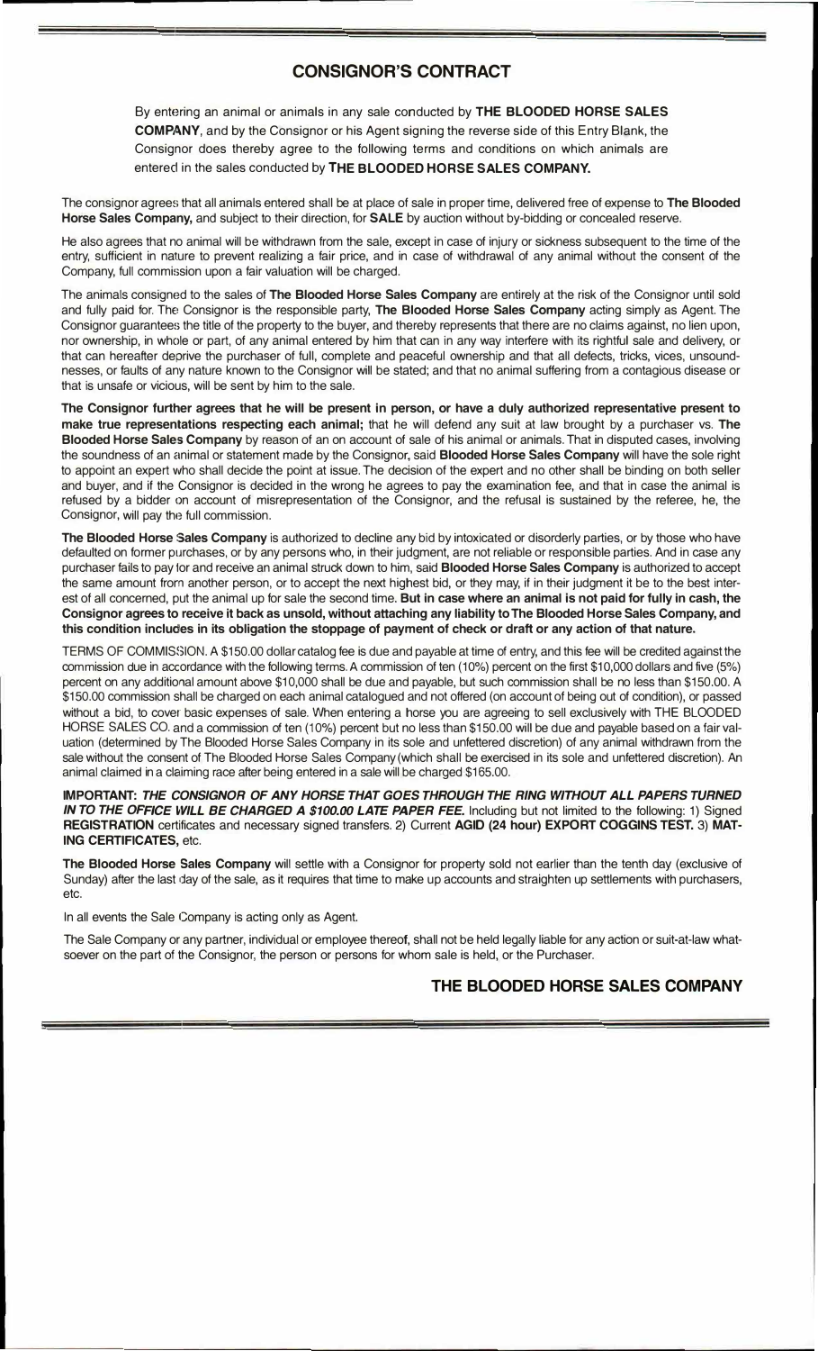# CONSIGNOR'S CONTRACT

By entering an animal or animals in any sale conducted by **THE BLOODED HORSE SALES COMPANY**, and by the Consignor or his Agent signing the reverse side of this Entry Blank, the Consignor does thereby agree to the following terms and conditions on which animals are entered in the sales conducted by **THE BLOODED HORSE SALES COMPANY.**

The consignor agrees that all animals entered shall be at place of sale in proper time, delivered free of expense to **The Blooded Horse Sales Company,** and subject to their direction, for **SALE** by auction without by-bidding or concealed reserve.

He also agrees that no animal will be withdrawn from the sale, except in case of injury or sickness subsequent to the time of the entry, sufficient in nature to prevent realizing a fair price, and in case of withdrawal of any animal without the consent of the Company, full commission upon a fair valuation will be charged.

The animals consigned to the sales of **The Blooded Horse Sales Company** are entirely at the risk of the Consignor until sold and fully paid for. The Consignor is the responsible party, **The Blooded Horse Sales Company** acting simply as Agent. The Consignor guarantees the title of the property to the buyer, and thereby represents that there are no claims against, no lien upon, nor ownership, in whole or part, of any animal entered by him that can in any way interfere with its rightful sale and delivery, or that can hereafter deprive the purchaser of full, complete and peaceful ownership and that all defects, tricks, vices, unsoundnesses, or faults of any nature known to the Consignor will be stated; and that no animal suffering from a contagious disease or that is unsafe or vicious, will be sent by him to the sale.

**The Consignor further agrees that he will be present in person, or have a duly authorized representative present to make true representations respecting each animal;** that he will defend any suit at law brought by a purchaser vs. **The Blooded Horse Sales Company** by reason of an on account of sale of his animal or animals. That in disputed cases, involving the soundness of an animal or statement made by the Consignor, said **Blooded Horse Sales Company** will have the sole right to appoint an expert who shall decide the point at issue. The decision of the expert and no other shall be binding on both seller and buyer, and if the Consignor is decided in the wrong he agrees to pay the examination fee, and that in case the animal is refused by a bidder on account of misrepresentation of the Consignor, and the refusal is sustained by the referee, he, the Consignor, will pay the full commission.

**The Blooded Horse Sales Company** is authorized to decline any bid by intoxicated or disorderly parties, or by those who have defaulted on former purchases, or by any persons who, in their judgment, are not reliable or responsible parties. And in case any purchaser fails to pay for and receive an animal struck down to him, said **Blooded Horse Sales Company** is authorized to accept the same amount from another person, or to accept the next highest bid, or they may, if in their judgment it be to the best interest of all concerned, put the animal up for sale the second time. **But in case where an animal is not paid for fully in cash, the Consignor agrees to receive it back as unsold, without attaching any liability to The Blooded Horse Sales Company, and this condition includes in its obligation the stoppage of payment of check or draft or any action of that nature.**

TERMS OF COMMISSION. A $150.00 dollar catalog fee is due and payable at time of entry, and this fee will be credited against the commission due in accordance with the following terms. A commission of ten (10%) percent on the first $10,000 dollars and five (5%) percent on any additional amount above $10,000 shall be due and payable, but such commission shall be no less than $150.00. A $150.00 commission shall be charged on each animal catalogued and not offered (on account of being out of condition), or passed without a bid, to cover basic expenses of sale. When entering a horse you are agreeing to sell exclusively with THE BLOODED HORSE SALES CO. and a commission of ten (10%) percent but no less than $150.00 will be due and payable based on a fair valuation (determined by The Blooded Horse Sales Company in its sole and unfettered discretion) of any animal withdrawn from the sale without the consent of The Blooded Horse Sales Company (which shall be exercised in its sole and unfettered discretion). An animal claimed in a claiming race after being entered in a sale will be charged $165.00.

**IMPORTANT:** ***THE CONSIGNOR OF ANY HORSE THAT GOES THROUGH THE RING WITHOUT ALL PAPERS TURNED IN TO THE OFFICE WILL BE CHARGED A $100.00 LATE PAPER FEE.*** Including but not limited to the following: 1) Signed **REGISTRATION** certificates and necessary signed transfers. 2) Current **AGID (24 hour) EXPORT COGGINS TEST.** 3) **MATING CERTIFICATES,** etc.

**The Blooded Horse Sales Company** will settle with a Consignor for property sold not earlier than the tenth day (exclusive of Sunday) after the last day of the sale, as it requires that time to make up accounts and straighten up settlements with purchasers, etc.

In all events the Sale Company is acting only as Agent.

The Sale Company or any partner, individual or employee thereof, shall not be held legally liable for any action or suit-at-law whatsoever on the part of the Consignor, the person or persons for whom sale is held, or the Purchaser.

**THE BLOODED HORSE SALES COMPANY**